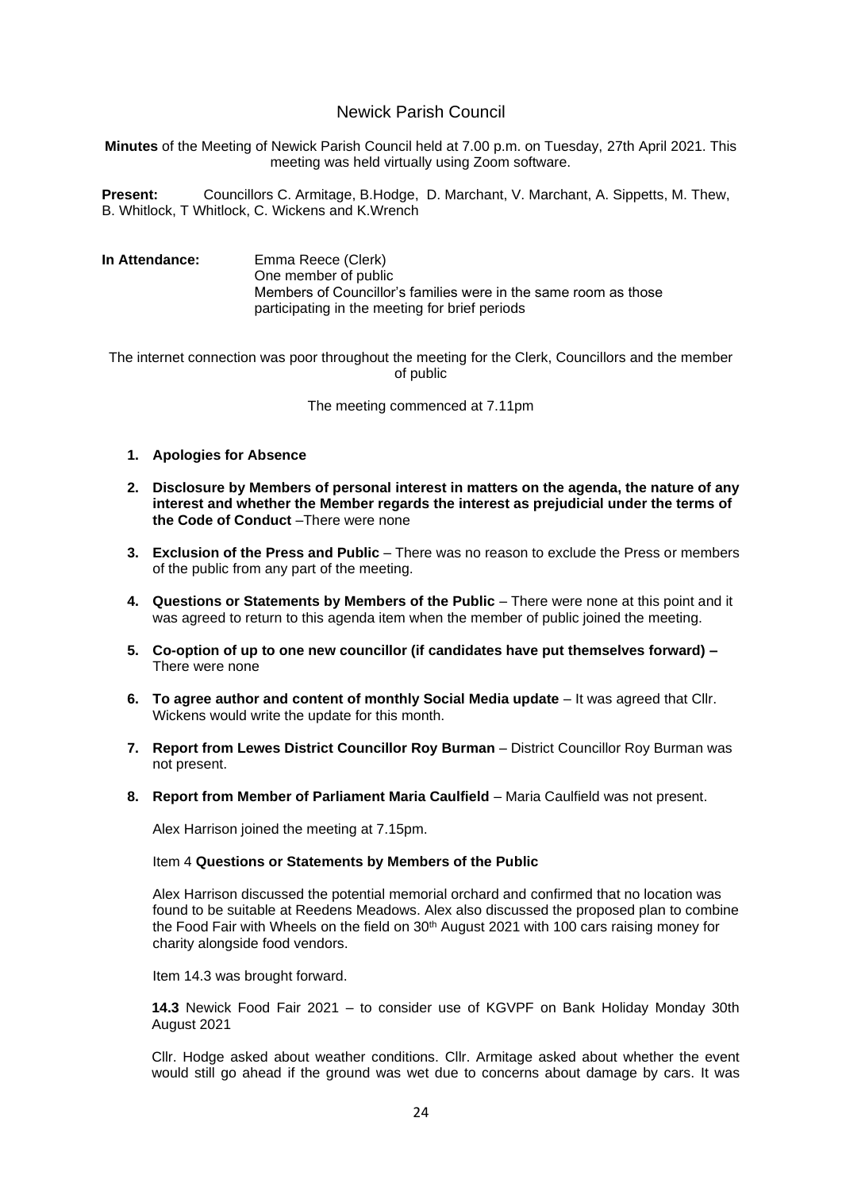# Newick Parish Council

**Minutes** of the Meeting of Newick Parish Council held at 7.00 p.m. on Tuesday, 27th April 2021. This meeting was held virtually using Zoom software.

**Present:** Councillors C. Armitage, B.Hodge, D. Marchant, V. Marchant, A. Sippetts, M. Thew, B. Whitlock, T Whitlock, C. Wickens and K.Wrench

**In Attendance:** Emma Reece (Clerk)
One member of public
Members of Councillor's families were in the same room as those participating in the meeting for brief periods

The internet connection was poor throughout the meeting for the Clerk, Councillors and the member of public

The meeting commenced at 7.11pm

1. **Apologies for Absence**
2. **Disclosure by Members of personal interest in matters on the agenda, the nature of any interest and whether the Member regards the interest as prejudicial under the terms of the Code of Conduct** –There were none
3. **Exclusion of the Press and Public** – There was no reason to exclude the Press or members of the public from any part of the meeting.
4. **Questions or Statements by Members of the Public** – There were none at this point and it was agreed to return to this agenda item when the member of public joined the meeting.
5. **Co-option of up to one new councillor (if candidates have put themselves forward) –** There were none
6. **To agree author and content of monthly Social Media update** – It was agreed that Cllr. Wickens would write the update for this month.
7. **Report from Lewes District Councillor Roy Burman** – District Councillor Roy Burman was not present.
8. **Report from Member of Parliament Maria Caulfield** – Maria Caulfield was not present.

Alex Harrison joined the meeting at 7.15pm.

Item 4 **Questions or Statements by Members of the Public**

Alex Harrison discussed the potential memorial orchard and confirmed that no location was found to be suitable at Reedens Meadows. Alex also discussed the proposed plan to combine the Food Fair with Wheels on the field on 30th August 2021 with 100 cars raising money for charity alongside food vendors.

Item 14.3 was brought forward.

**14.3** Newick Food Fair 2021 – to consider use of KGVPF on Bank Holiday Monday 30th August 2021

Cllr. Hodge asked about weather conditions. Cllr. Armitage asked about whether the event would still go ahead if the ground was wet due to concerns about damage by cars. It was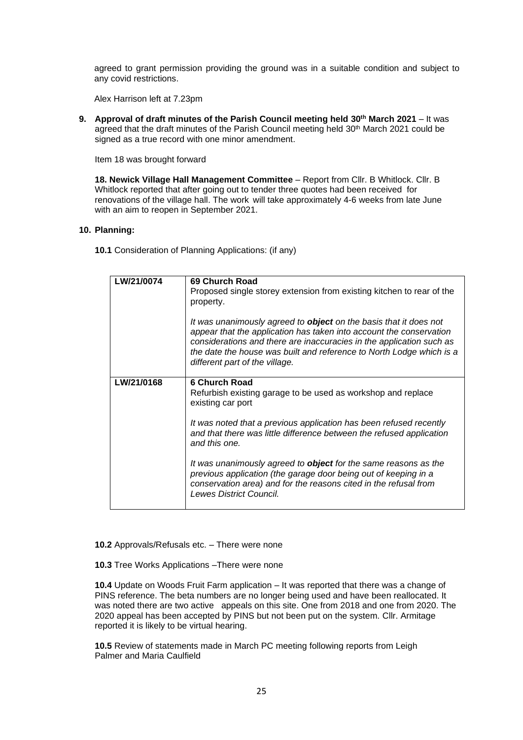agreed to grant permission providing the ground was in a suitable condition and subject to any covid restrictions.

Alex Harrison left at 7.23pm

**9. Approval of draft minutes of the Parish Council meeting held 30th March 2021** – It was agreed that the draft minutes of the Parish Council meeting held 30th March 2021 could be signed as a true record with one minor amendment.

Item 18 was brought forward

**18. Newick Village Hall Management Committee** – Report from Cllr. B Whitlock. Cllr. B Whitlock reported that after going out to tender three quotes had been received for renovations of the village hall. The work will take approximately 4-6 weeks from late June with an aim to reopen in September 2021.

**10. Planning:**

**10.1** Consideration of Planning Applications: (if any)

| LW/21/0074 | **69 Church Road**<br>Proposed single storey extension from existing kitchen to rear of the property.<br><br>*It was unanimously agreed to **object** on the basis that it does not appear that the application has taken into account the conservation considerations and there are inaccuracies in the application such as the date the house was built and reference to North Lodge which is a different part of the village.* |
|---|---|
| **LW/21/0168** | **6 Church Road**<br>Refurbish existing garage to be used as workshop and replace existing car port<br><br>*It was noted that a previous application has been refused recently and that there was little difference between the refused application and this one.*<br><br>*It was unanimously agreed to **object** for the same reasons as the previous application (the garage door being out of keeping in a conservation area) and for the reasons cited in the refusal from Lewes District Council.* |

**10.2** Approvals/Refusals etc. – There were none

**10.3** Tree Works Applications –There were none

**10.4** Update on Woods Fruit Farm application – It was reported that there was a change of PINS reference. The beta numbers are no longer being used and have been reallocated. It was noted there are two active appeals on this site. One from 2018 and one from 2020. The 2020 appeal has been accepted by PINS but not been put on the system. Cllr. Armitage reported it is likely to be virtual hearing.

**10.5** Review of statements made in March PC meeting following reports from Leigh Palmer and Maria Caulfield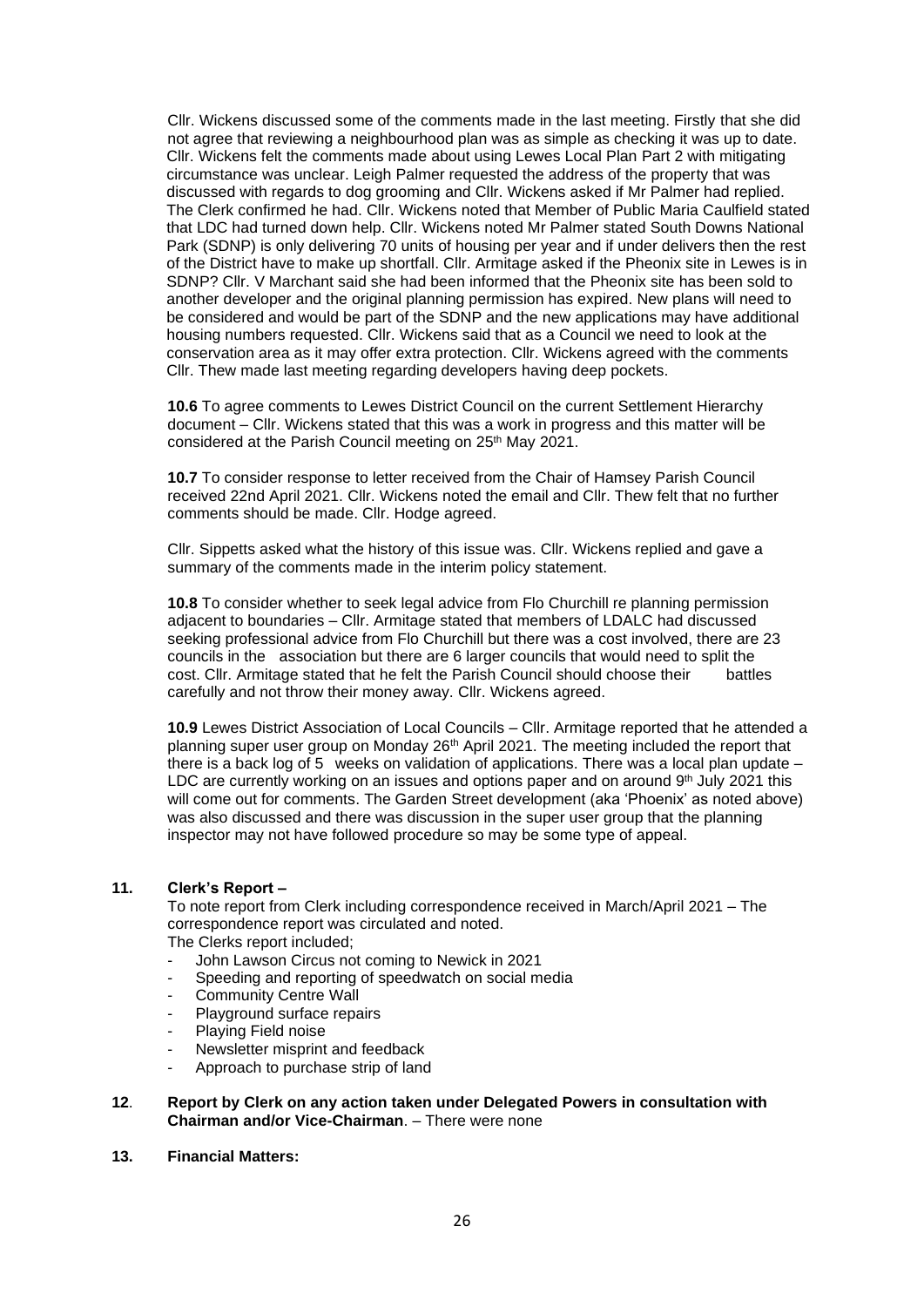Cllr. Wickens discussed some of the comments made in the last meeting. Firstly that she did not agree that reviewing a neighbourhood plan was as simple as checking it was up to date. Cllr. Wickens felt the comments made about using Lewes Local Plan Part 2 with mitigating circumstance was unclear. Leigh Palmer requested the address of the property that was discussed with regards to dog grooming and Cllr. Wickens asked if Mr Palmer had replied. The Clerk confirmed he had. Cllr. Wickens noted that Member of Public Maria Caulfield stated that LDC had turned down help. Cllr. Wickens noted Mr Palmer stated South Downs National Park (SDNP) is only delivering 70 units of housing per year and if under delivers then the rest of the District have to make up shortfall. Cllr. Armitage asked if the Pheonix site in Lewes is in SDNP? Cllr. V Marchant said she had been informed that the Pheonix site has been sold to another developer and the original planning permission has expired. New plans will need to be considered and would be part of the SDNP and the new applications may have additional housing numbers requested. Cllr. Wickens said that as a Council we need to look at the conservation area as it may offer extra protection. Cllr. Wickens agreed with the comments Cllr. Thew made last meeting regarding developers having deep pockets.

**10.6** To agree comments to Lewes District Council on the current Settlement Hierarchy document – Cllr. Wickens stated that this was a work in progress and this matter will be considered at the Parish Council meeting on 25th May 2021.

**10.7** To consider response to letter received from the Chair of Hamsey Parish Council received 22nd April 2021. Cllr. Wickens noted the email and Cllr. Thew felt that no further comments should be made. Cllr. Hodge agreed.

Cllr. Sippetts asked what the history of this issue was. Cllr. Wickens replied and gave a summary of the comments made in the interim policy statement.

**10.8** To consider whether to seek legal advice from Flo Churchill re planning permission adjacent to boundaries – Cllr. Armitage stated that members of LDALC had discussed seeking professional advice from Flo Churchill but there was a cost involved, there are 23 councils in the association but there are 6 larger councils that would need to split the cost. Cllr. Armitage stated that he felt the Parish Council should choose their battles carefully and not throw their money away. Cllr. Wickens agreed.

**10.9** Lewes District Association of Local Councils – Cllr. Armitage reported that he attended a planning super user group on Monday 26th April 2021. The meeting included the report that there is a back log of 5 weeks on validation of applications. There was a local plan update – LDC are currently working on an issues and options paper and on around 9th July 2021 this will come out for comments. The Garden Street development (aka 'Phoenix' as noted above) was also discussed and there was discussion in the super user group that the planning inspector may not have followed procedure so may be some type of appeal.

**11. Clerk's Report –**

To note report from Clerk including correspondence received in March/April 2021 – The correspondence report was circulated and noted.

The Clerks report included;

- John Lawson Circus not coming to Newick in 2021
- Speeding and reporting of speedwatch on social media
- Community Centre Wall
- Playground surface repairs
- Playing Field noise
- Newsletter misprint and feedback
- Approach to purchase strip of land

**12. Report by Clerk on any action taken under Delegated Powers in consultation with Chairman and/or Vice-Chairman**. – There were none

**13. Financial Matters:**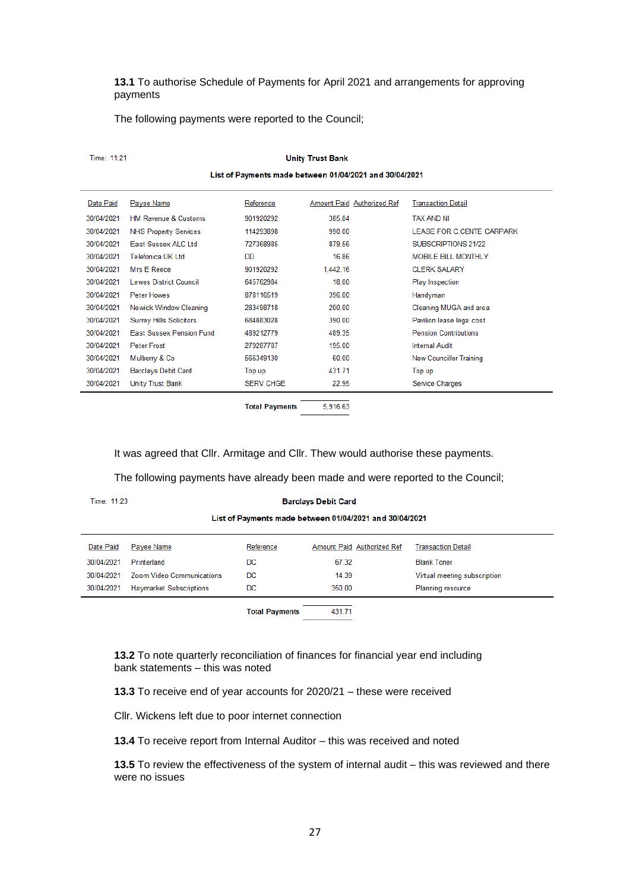**13.1** To authorise Schedule of Payments for April 2021 and arrangements for approving payments

The following payments were reported to the Council;

Time: 11:21

**Unity Trust Bank**

**List of Payments made between 01/04/2021 and 30/04/2021**

| Date Paid | Payee Name | Reference | Amount Paid | Authorized Ref | Transaction Detail |
|---|---|---|---|---|---|
| 30/04/2021 | HM Revenue & Customs | 901920292 | 385.04 | | TAX AND NI |
| 30/04/2021 | NHS Property Services | 114293898 | 990.00 | | LEASE FOR C.CENTE CARPARK |
| 30/04/2021 | East Sussex ALC Ltd | 727368985 | 879.56 | | SUBSCRIPTIONS 21/22 |
| 30/04/2021 | Telefonica UK Ltd | DD | 16.86 | | MOBILE BILL MONTHLY |
| 30/04/2021 | Mrs E Reece | 901920292 | 1,442.16 | | CLERK SALARY |
| 30/04/2021 | Lewes District Council | 645762984 | 18.00 | | Play Inspection |
| 30/04/2021 | Peter Howes | 878116519 | 396.00 | | Handyman |
| 30/04/2021 | Newick Window Cleaning | 283498718 | 200.00 | | Cleaning MUGA and area |
| 30/04/2021 | Surrey Hills Solicitors | 684883028 | 390.00 | | Pavilion lease legal cost |
| 30/04/2021 | East Sussex Pension Fund | 489212779 | 489.35 | | Pension Contributions |
| 30/04/2021 | Peter Frost | 279287787 | 195.00 | | Internal Audit |
| 30/04/2021 | Mulberry & Co | 566349130 | 60.00 | | New Councillor Training |
| 30/04/2021 | Barclays Debit Card | Top up | 431.71 | | Top up |
| 30/04/2021 | Unity Trust Bank | SERV CHGE | 22.95 | | Service Charges |
| | | **Total Payments** | 5,916.63 | | |

It was agreed that Cllr. Armitage and Cllr. Thew would authorise these payments.

The following payments have already been made and were reported to the Council;

Time: 11:23

**Barclays Debit Card**

**List of Payments made between 01/04/2021 and 30/04/2021**

| Date Paid | Payee Name | Reference | Amount Paid | Authorized Ref | Transaction Detail |
|---|---|---|---|---|---|
| 30/04/2021 | Printerland | DC | 67.32 | | Blank Toner |
| 30/04/2021 | Zoom Video Communications | DC | 14.39 | | Virtual meeting subscription |
| 30/04/2021 | Haymarket Subscriptions | DC | 350.00 | | Planning resource |
| | | **Total Payments** | 431.71 | | |

**13.2** To note quarterly reconciliation of finances for financial year end including bank statements – this was noted

**13.3** To receive end of year accounts for 2020/21 – these were received

Cllr. Wickens left due to poor internet connection

**13.4** To receive report from Internal Auditor – this was received and noted

**13.5** To review the effectiveness of the system of internal audit – this was reviewed and there were no issues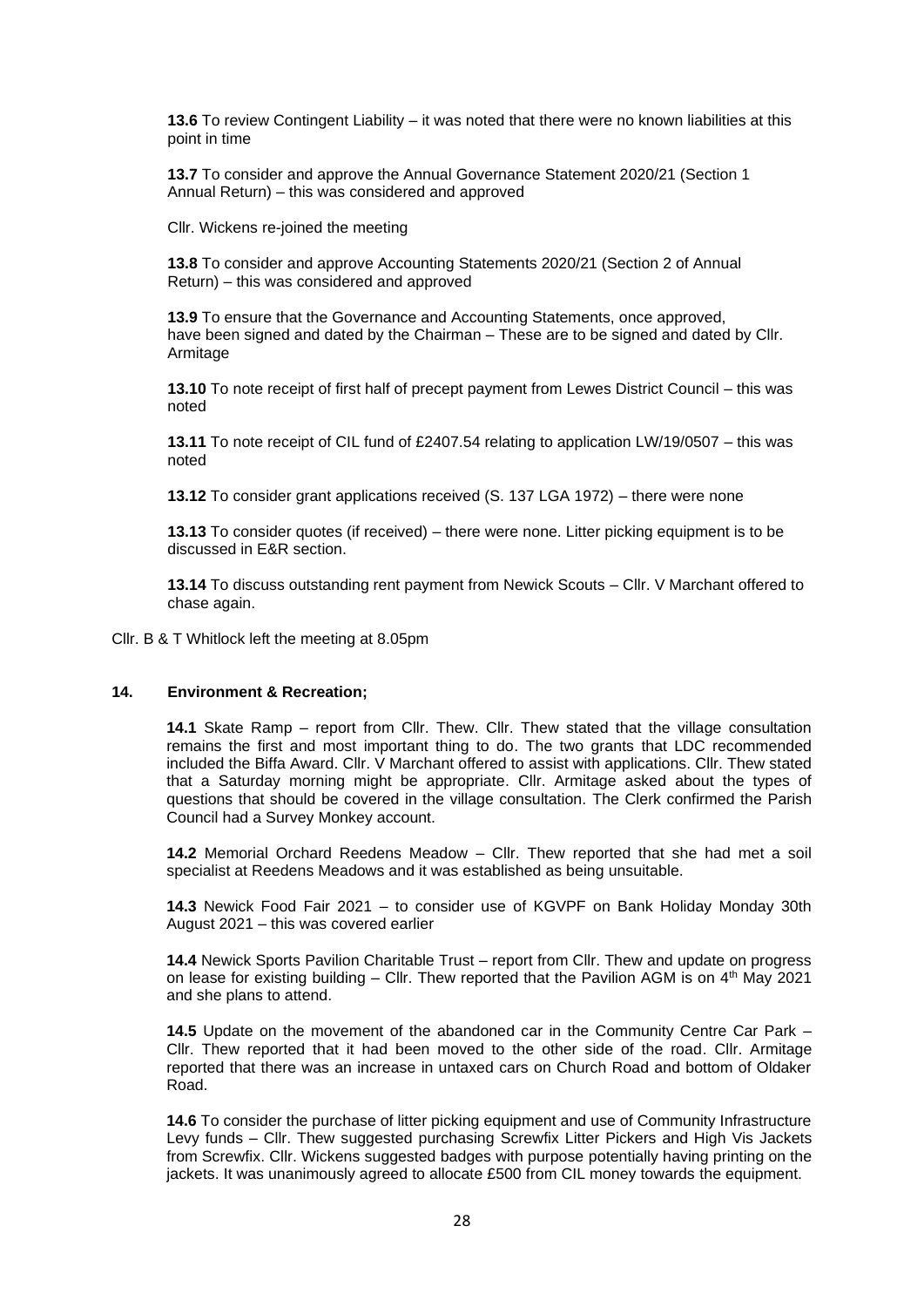**13.6** To review Contingent Liability – it was noted that there were no known liabilities at this point in time

**13.7** To consider and approve the Annual Governance Statement 2020/21 (Section 1 Annual Return) – this was considered and approved

Cllr. Wickens re-joined the meeting

**13.8** To consider and approve Accounting Statements 2020/21 (Section 2 of Annual Return) – this was considered and approved

**13.9** To ensure that the Governance and Accounting Statements, once approved, have been signed and dated by the Chairman – These are to be signed and dated by Cllr. Armitage

**13.10** To note receipt of first half of precept payment from Lewes District Council – this was noted

**13.11** To note receipt of CIL fund of £2407.54 relating to application LW/19/0507 – this was noted

**13.12** To consider grant applications received (S. 137 LGA 1972) – there were none

**13.13** To consider quotes (if received) – there were none. Litter picking equipment is to be discussed in E&R section.

**13.14** To discuss outstanding rent payment from Newick Scouts – Cllr. V Marchant offered to chase again.

Cllr. B & T Whitlock left the meeting at 8.05pm

**14. Environment & Recreation;**

**14.1** Skate Ramp – report from Cllr. Thew. Cllr. Thew stated that the village consultation remains the first and most important thing to do. The two grants that LDC recommended included the Biffa Award. Cllr. V Marchant offered to assist with applications. Cllr. Thew stated that a Saturday morning might be appropriate. Cllr. Armitage asked about the types of questions that should be covered in the village consultation. The Clerk confirmed the Parish Council had a Survey Monkey account.

**14.2** Memorial Orchard Reedens Meadow – Cllr. Thew reported that she had met a soil specialist at Reedens Meadows and it was established as being unsuitable.

**14.3** Newick Food Fair 2021 – to consider use of KGVPF on Bank Holiday Monday 30th August 2021 – this was covered earlier

**14.4** Newick Sports Pavilion Charitable Trust – report from Cllr. Thew and update on progress on lease for existing building – Cllr. Thew reported that the Pavilion AGM is on 4th May 2021 and she plans to attend.

**14.5** Update on the movement of the abandoned car in the Community Centre Car Park – Cllr. Thew reported that it had been moved to the other side of the road. Cllr. Armitage reported that there was an increase in untaxed cars on Church Road and bottom of Oldaker Road.

**14.6** To consider the purchase of litter picking equipment and use of Community Infrastructure Levy funds – Cllr. Thew suggested purchasing Screwfix Litter Pickers and High Vis Jackets from Screwfix. Cllr. Wickens suggested badges with purpose potentially having printing on the jackets. It was unanimously agreed to allocate £500 from CIL money towards the equipment.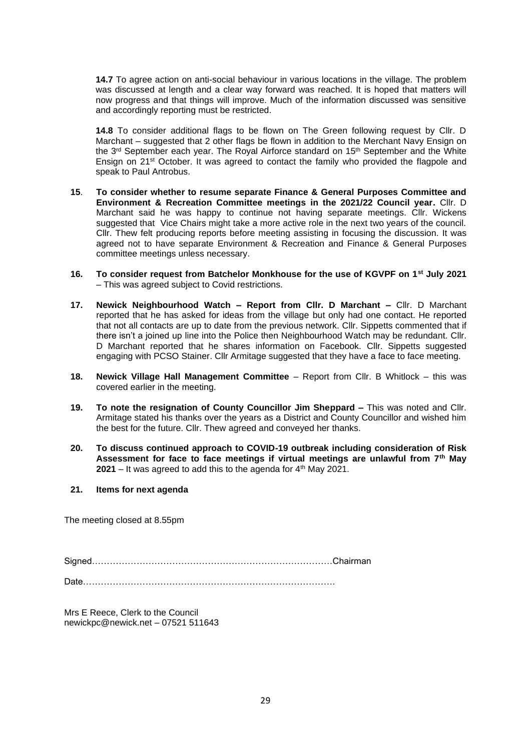**14.7** To agree action on anti-social behaviour in various locations in the village. The problem was discussed at length and a clear way forward was reached. It is hoped that matters will now progress and that things will improve. Much of the information discussed was sensitive and accordingly reporting must be restricted.

**14.8** To consider additional flags to be flown on The Green following request by Cllr. D Marchant – suggested that 2 other flags be flown in addition to the Merchant Navy Ensign on the 3rd September each year. The Royal Airforce standard on 15th September and the White Ensign on 21st October. It was agreed to contact the family who provided the flagpole and speak to Paul Antrobus.

**15. To consider whether to resume separate Finance & General Purposes Committee and Environment & Recreation Committee meetings in the 2021/22 Council year.** Cllr. D Marchant said he was happy to continue not having separate meetings. Cllr. Wickens suggested that Vice Chairs might take a more active role in the next two years of the council. Cllr. Thew felt producing reports before meeting assisting in focusing the discussion. It was agreed not to have separate Environment & Recreation and Finance & General Purposes committee meetings unless necessary.

**16. To consider request from Batchelor Monkhouse for the use of KGVPF on 1st July 2021** – This was agreed subject to Covid restrictions.

**17. Newick Neighbourhood Watch – Report from Cllr. D Marchant –** Cllr. D Marchant reported that he has asked for ideas from the village but only had one contact. He reported that not all contacts are up to date from the previous network. Cllr. Sippetts commented that if there isn't a joined up line into the Police then Neighbourhood Watch may be redundant. Cllr. D Marchant reported that he shares information on Facebook. Cllr. Sippetts suggested engaging with PCSO Stainer. Cllr Armitage suggested that they have a face to face meeting.

**18. Newick Village Hall Management Committee** – Report from Cllr. B Whitlock – this was covered earlier in the meeting.

**19. To note the resignation of County Councillor Jim Sheppard –** This was noted and Cllr. Armitage stated his thanks over the years as a District and County Councillor and wished him the best for the future. Cllr. Thew agreed and conveyed her thanks.

**20. To discuss continued approach to COVID-19 outbreak including consideration of Risk Assessment for face to face meetings if virtual meetings are unlawful from 7th May 2021** – It was agreed to add this to the agenda for 4th May 2021.

**21. Items for next agenda**

The meeting closed at 8.55pm

Signed……………………………………………………………………Chairman

Date………………………………………………………………………….

Mrs E Reece, Clerk to the Council
newickpc@newick.net – 07521 511643